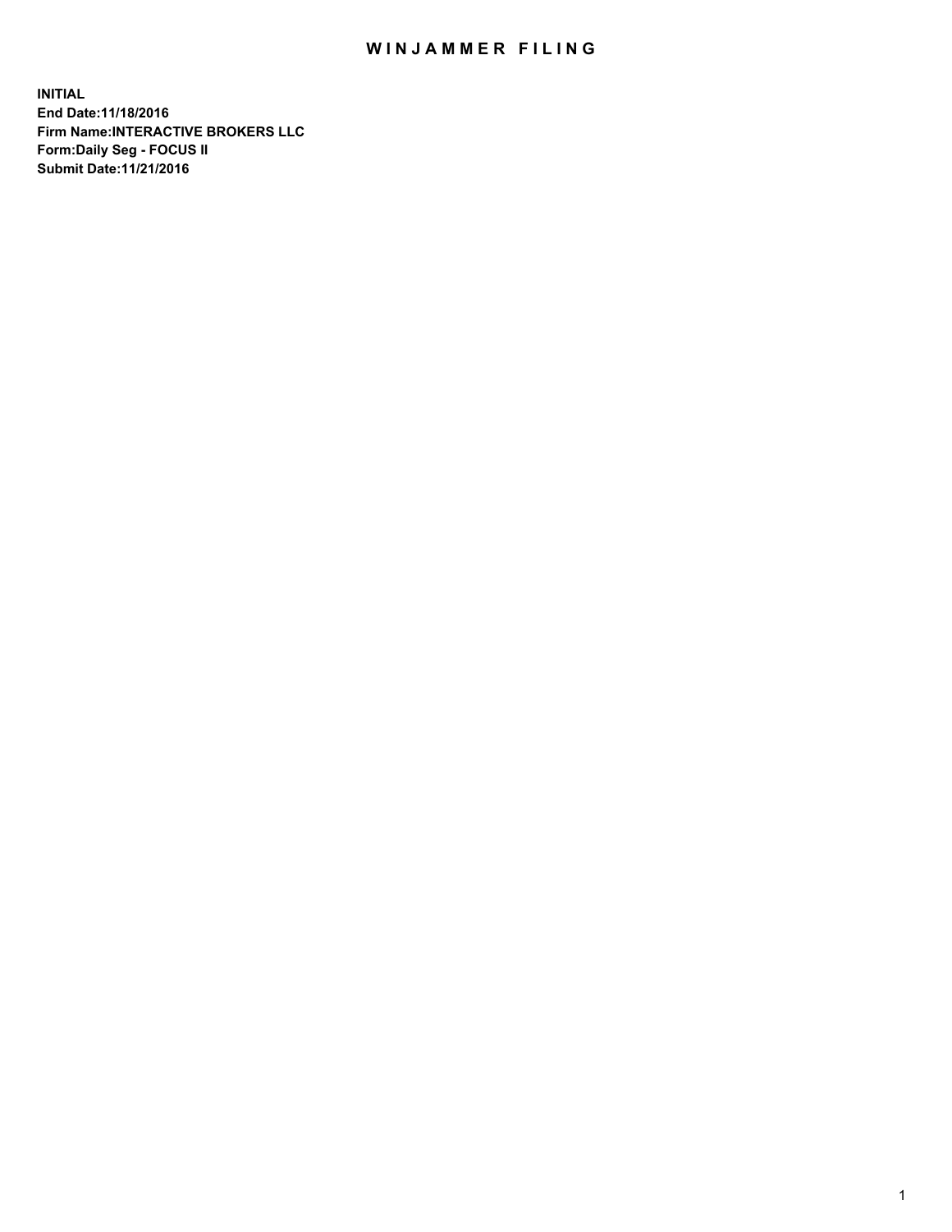# WINJAMMER FILING

**INITIAL**
**End Date:11/18/2016**
**Firm Name:INTERACTIVE BROKERS LLC**
**Form:Daily Seg - FOCUS II**
**Submit Date:11/21/2016**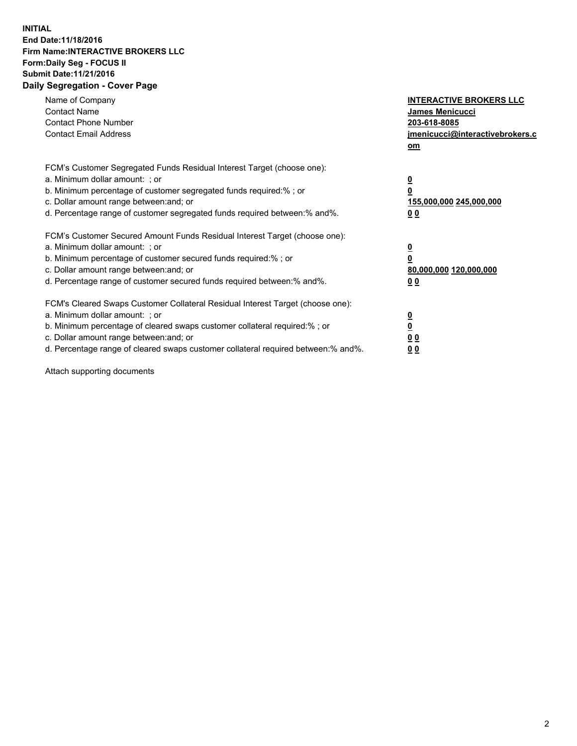**INITIAL**
**End Date:11/18/2016**
**Firm Name:INTERACTIVE BROKERS LLC**
**Form:Daily Seg - FOCUS II**
**Submit Date:11/21/2016**
**Daily Segregation - Cover Page**

| | |
|---|---|
| Name of Company | **INTERACTIVE BROKERS LLC** |
| Contact Name | **James Menicucci** |
| Contact Phone Number | **203-618-8085** |
| Contact Email Address | **jmenicucci@interactivebrokers.com** |

FCM's Customer Segregated Funds Residual Interest Target (choose one):

| | |
|---|---|
| a. Minimum dollar amount: ; or | **0** |
| b. Minimum percentage of customer segregated funds required:% ; or | **0** |
| c. Dollar amount range between:and; or | **155,000,000 245,000,000** |
| d. Percentage range of customer segregated funds required between:% and%. | **0 0** |

FCM's Customer Secured Amount Funds Residual Interest Target (choose one):

| | |
|---|---|
| a. Minimum dollar amount: ; or | **0** |
| b. Minimum percentage of customer secured funds required:% ; or | **0** |
| c. Dollar amount range between:and; or | **80,000,000 120,000,000** |
| d. Percentage range of customer secured funds required between:% and%. | **0 0** |

FCM's Cleared Swaps Customer Collateral Residual Interest Target (choose one):

| | |
|---|---|
| a. Minimum dollar amount: ; or | **0** |
| b. Minimum percentage of cleared swaps customer collateral required:% ; or | **0** |
| c. Dollar amount range between:and; or | **0 0** |
| d. Percentage range of cleared swaps customer collateral required between:% and%. | **0 0** |

Attach supporting documents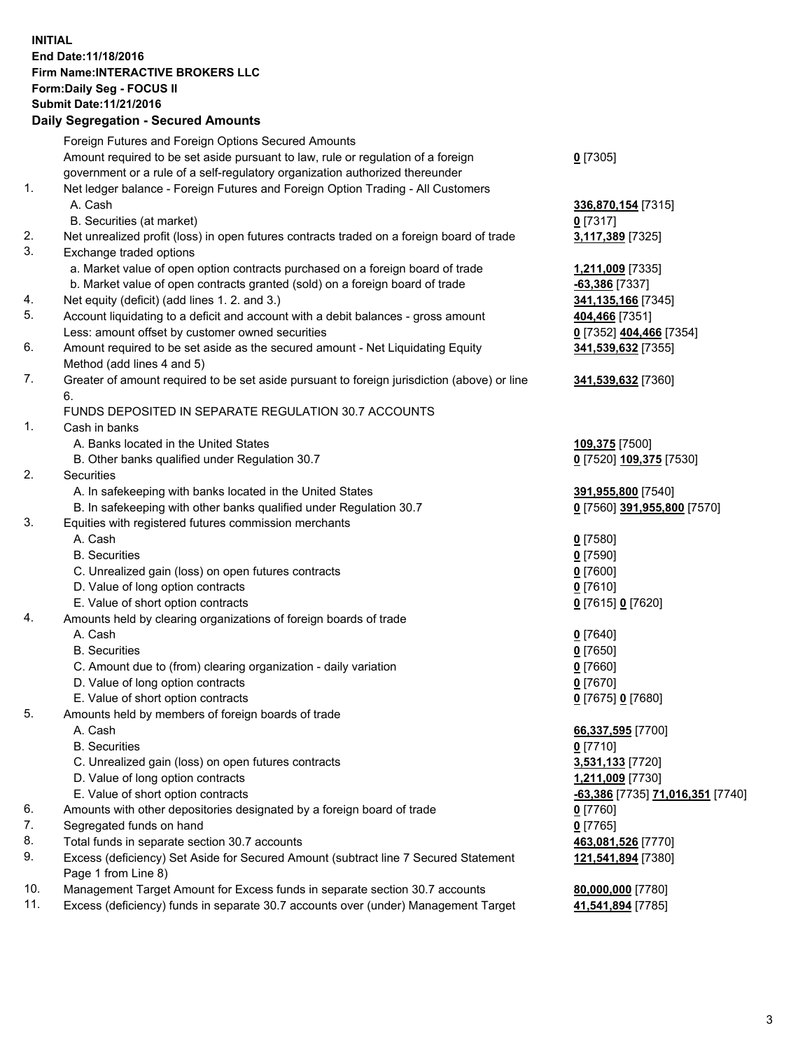**INITIAL**
**End Date:11/18/2016**
**Firm Name:INTERACTIVE BROKERS LLC**
**Form:Daily Seg - FOCUS II**
**Submit Date:11/21/2016**

**Daily Segregation - Secured Amounts**

| | | |
|---|---|---|
| | Foreign Futures and Foreign Options Secured Amounts | |
| | Amount required to be set aside pursuant to law, rule or regulation of a foreign government or a rule of a self-regulatory organization authorized thereunder | **0** [7305] |
| 1. | Net ledger balance - Foreign Futures and Foreign Option Trading - All Customers | |
| | A. Cash | **336,870,154** [7315] |
| | B. Securities (at market) | **0** [7317] |
| 2. | Net unrealized profit (loss) in open futures contracts traded on a foreign board of trade | **3,117,389** [7325] |
| 3. | Exchange traded options | |
| | a. Market value of open option contracts purchased on a foreign board of trade | **1,211,009** [7335] |
| | b. Market value of open contracts granted (sold) on a foreign board of trade | **-63,386** [7337] |
| 4. | Net equity (deficit) (add lines 1. 2. and 3.) | **341,135,166** [7345] |
| 5. | Account liquidating to a deficit and account with a debit balances - gross amount | **404,466** [7351] |
| | Less: amount offset by customer owned securities | **0** [7352] **404,466** [7354] |
| 6. | Amount required to be set aside as the secured amount - Net Liquidating Equity Method (add lines 4 and 5) | **341,539,632** [7355] |
| 7. | Greater of amount required to be set aside pursuant to foreign jurisdiction (above) or line 6. | **341,539,632** [7360] |
| | FUNDS DEPOSITED IN SEPARATE REGULATION 30.7 ACCOUNTS | |
| 1. | Cash in banks | |
| | A. Banks located in the United States | **109,375** [7500] |
| | B. Other banks qualified under Regulation 30.7 | **0** [7520] **109,375** [7530] |
| 2. | Securities | |
| | A. In safekeeping with banks located in the United States | **391,955,800** [7540] |
| | B. In safekeeping with other banks qualified under Regulation 30.7 | **0** [7560] **391,955,800** [7570] |
| 3. | Equities with registered futures commission merchants | |
| | A. Cash | **0** [7580] |
| | B. Securities | **0** [7590] |
| | C. Unrealized gain (loss) on open futures contracts | **0** [7600] |
| | D. Value of long option contracts | **0** [7610] |
| | E. Value of short option contracts | **0** [7615] **0** [7620] |
| 4. | Amounts held by clearing organizations of foreign boards of trade | |
| | A. Cash | **0** [7640] |
| | B. Securities | **0** [7650] |
| | C. Amount due to (from) clearing organization - daily variation | **0** [7660] |
| | D. Value of long option contracts | **0** [7670] |
| | E. Value of short option contracts | **0** [7675] **0** [7680] |
| 5. | Amounts held by members of foreign boards of trade | |
| | A. Cash | **66,337,595** [7700] |
| | B. Securities | **0** [7710] |
| | C. Unrealized gain (loss) on open futures contracts | **3,531,133** [7720] |
| | D. Value of long option contracts | **1,211,009** [7730] |
| | E. Value of short option contracts | **-63,386** [7735] **71,016,351** [7740] |
| 6. | Amounts with other depositories designated by a foreign board of trade | **0** [7760] |
| 7. | Segregated funds on hand | **0** [7765] |
| 8. | Total funds in separate section 30.7 accounts | **463,081,526** [7770] |
| 9. | Excess (deficiency) Set Aside for Secured Amount (subtract line 7 Secured Statement Page 1 from Line 8) | **121,541,894** [7380] |
| 10. | Management Target Amount for Excess funds in separate section 30.7 accounts | **80,000,000** [7780] |
| 11. | Excess (deficiency) funds in separate 30.7 accounts over (under) Management Target | **41,541,894** [7785] |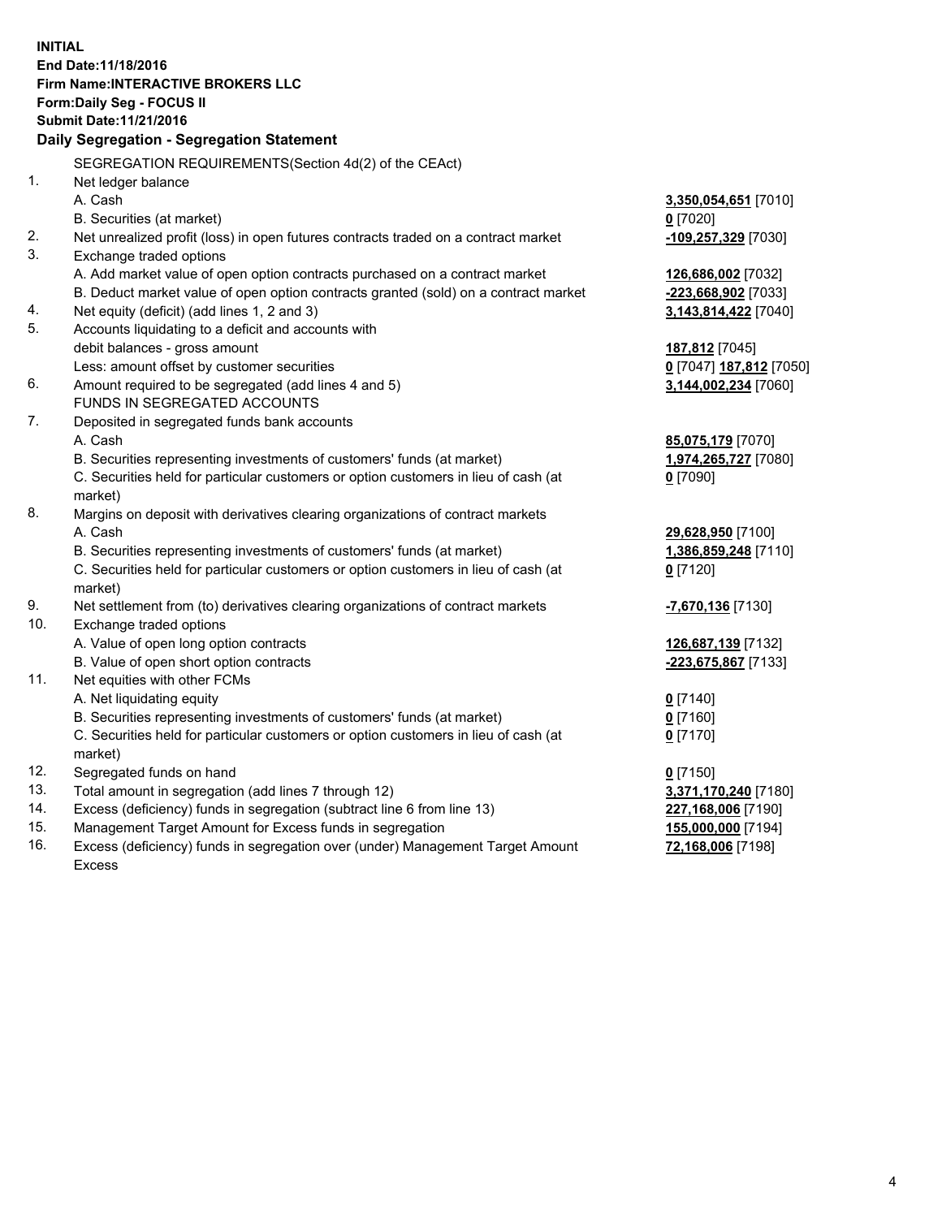**INITIAL**
**End Date:11/18/2016**
**Firm Name:INTERACTIVE BROKERS LLC**
**Form:Daily Seg - FOCUS II**
**Submit Date:11/21/2016**

**Daily Segregation - Segregation Statement**

| | | |
|---|---|---|
| | SEGREGATION REQUIREMENTS(Section 4d(2) of the CEAct) | |
| 1. | Net ledger balance | |
| | A. Cash | **3,350,054,651** [7010] |
| | B. Securities (at market) | **0** [7020] |
| 2. | Net unrealized profit (loss) in open futures contracts traded on a contract market | **-109,257,329** [7030] |
| 3. | Exchange traded options | |
| | A. Add market value of open option contracts purchased on a contract market | **126,686,002** [7032] |
| | B. Deduct market value of open option contracts granted (sold) on a contract market | **-223,668,902** [7033] |
| 4. | Net equity (deficit) (add lines 1, 2 and 3) | **3,143,814,422** [7040] |
| 5. | Accounts liquidating to a deficit and accounts with debit balances - gross amount | **187,812** [7045] |
| | Less: amount offset by customer securities | **0** [7047] **187,812** [7050] |
| 6. | Amount required to be segregated (add lines 4 and 5) | **3,144,002,234** [7060] |
| | FUNDS IN SEGREGATED ACCOUNTS | |
| 7. | Deposited in segregated funds bank accounts | |
| | A. Cash | **85,075,179** [7070] |
| | B. Securities representing investments of customers' funds (at market) | **1,974,265,727** [7080] |
| | C. Securities held for particular customers or option customers in lieu of cash (at market) | **0** [7090] |
| 8. | Margins on deposit with derivatives clearing organizations of contract markets | |
| | A. Cash | **29,628,950** [7100] |
| | B. Securities representing investments of customers' funds (at market) | **1,386,859,248** [7110] |
| | C. Securities held for particular customers or option customers in lieu of cash (at market) | **0** [7120] |
| 9. | Net settlement from (to) derivatives clearing organizations of contract markets | **-7,670,136** [7130] |
| 10. | Exchange traded options | |
| | A. Value of open long option contracts | **126,687,139** [7132] |
| | B. Value of open short option contracts | **-223,675,867** [7133] |
| 11. | Net equities with other FCMs | |
| | A. Net liquidating equity | **0** [7140] |
| | B. Securities representing investments of customers' funds (at market) | **0** [7160] |
| | C. Securities held for particular customers or option customers in lieu of cash (at market) | **0** [7170] |
| 12. | Segregated funds on hand | **0** [7150] |
| 13. | Total amount in segregation (add lines 7 through 12) | **3,371,170,240** [7180] |
| 14. | Excess (deficiency) funds in segregation (subtract line 6 from line 13) | **227,168,006** [7190] |
| 15. | Management Target Amount for Excess funds in segregation | **155,000,000** [7194] |
| 16. | Excess (deficiency) funds in segregation over (under) Management Target Amount Excess | **72,168,006** [7198] |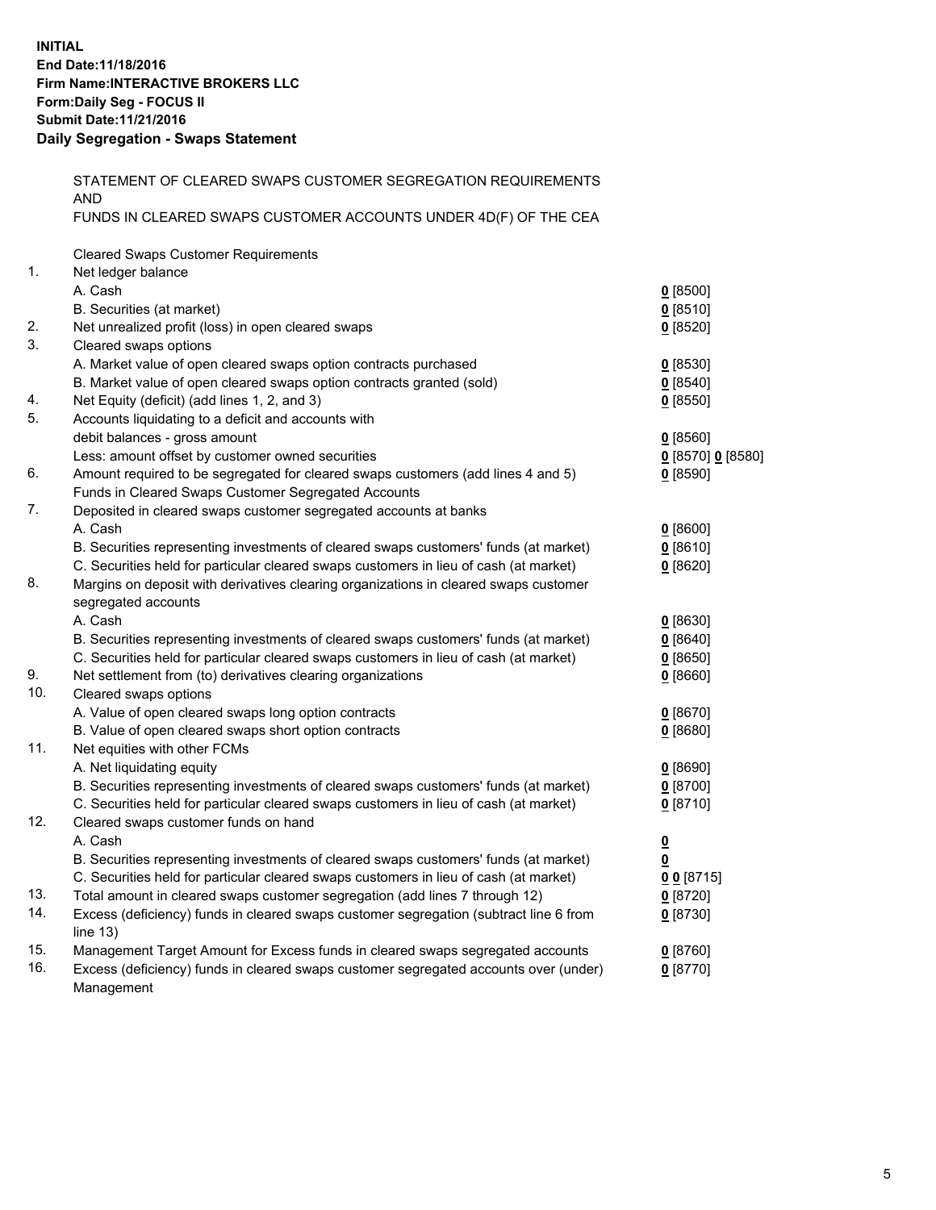**INITIAL**
**End Date:11/18/2016**
**Firm Name:INTERACTIVE BROKERS LLC**
**Form:Daily Seg - FOCUS II**
**Submit Date:11/21/2016**
**Daily Segregation - Swaps Statement**

STATEMENT OF CLEARED SWAPS CUSTOMER SEGREGATION REQUIREMENTS AND FUNDS IN CLEARED SWAPS CUSTOMER ACCOUNTS UNDER 4D(F) OF THE CEA

| | | |
|---|---|---|
| | Cleared Swaps Customer Requirements | |
| 1. | Net ledger balance | |
| | A. Cash | 0 [8500] |
| | B. Securities (at market) | 0 [8510] |
| 2. | Net unrealized profit (loss) in open cleared swaps | 0 [8520] |
| 3. | Cleared swaps options | |
| | A. Market value of open cleared swaps option contracts purchased | 0 [8530] |
| | B. Market value of open cleared swaps option contracts granted (sold) | 0 [8540] |
| 4. | Net Equity (deficit) (add lines 1, 2, and 3) | 0 [8550] |
| 5. | Accounts liquidating to a deficit and accounts with | |
| | debit balances - gross amount | 0 [8560] |
| | Less: amount offset by customer owned securities | 0 [8570] 0 [8580] |
| 6. | Amount required to be segregated for cleared swaps customers (add lines 4 and 5) | 0 [8590] |
| | Funds in Cleared Swaps Customer Segregated Accounts | |
| 7. | Deposited in cleared swaps customer segregated accounts at banks | |
| | A. Cash | 0 [8600] |
| | B. Securities representing investments of cleared swaps customers' funds (at market) | 0 [8610] |
| | C. Securities held for particular cleared swaps customers in lieu of cash (at market) | 0 [8620] |
| 8. | Margins on deposit with derivatives clearing organizations in cleared swaps customer segregated accounts | |
| | A. Cash | 0 [8630] |
| | B. Securities representing investments of cleared swaps customers' funds (at market) | 0 [8640] |
| | C. Securities held for particular cleared swaps customers in lieu of cash (at market) | 0 [8650] |
| 9. | Net settlement from (to) derivatives clearing organizations | 0 [8660] |
| 10. | Cleared swaps options | |
| | A. Value of open cleared swaps long option contracts | 0 [8670] |
| | B. Value of open cleared swaps short option contracts | 0 [8680] |
| 11. | Net equities with other FCMs | |
| | A. Net liquidating equity | 0 [8690] |
| | B. Securities representing investments of cleared swaps customers' funds (at market) | 0 [8700] |
| | C. Securities held for particular cleared swaps customers in lieu of cash (at market) | 0 [8710] |
| 12. | Cleared swaps customer funds on hand | |
| | A. Cash | 0 |
| | B. Securities representing investments of cleared swaps customers' funds (at market) | 0 |
| | C. Securities held for particular cleared swaps customers in lieu of cash (at market) | 0 0 [8715] |
| 13. | Total amount in cleared swaps customer segregation (add lines 7 through 12) | 0 [8720] |
| 14. | Excess (deficiency) funds in cleared swaps customer segregation (subtract line 6 from line 13) | 0 [8730] |
| 15. | Management Target Amount for Excess funds in cleared swaps segregated accounts | 0 [8760] |
| 16. | Excess (deficiency) funds in cleared swaps customer segregated accounts over (under) Management | 0 [8770] |